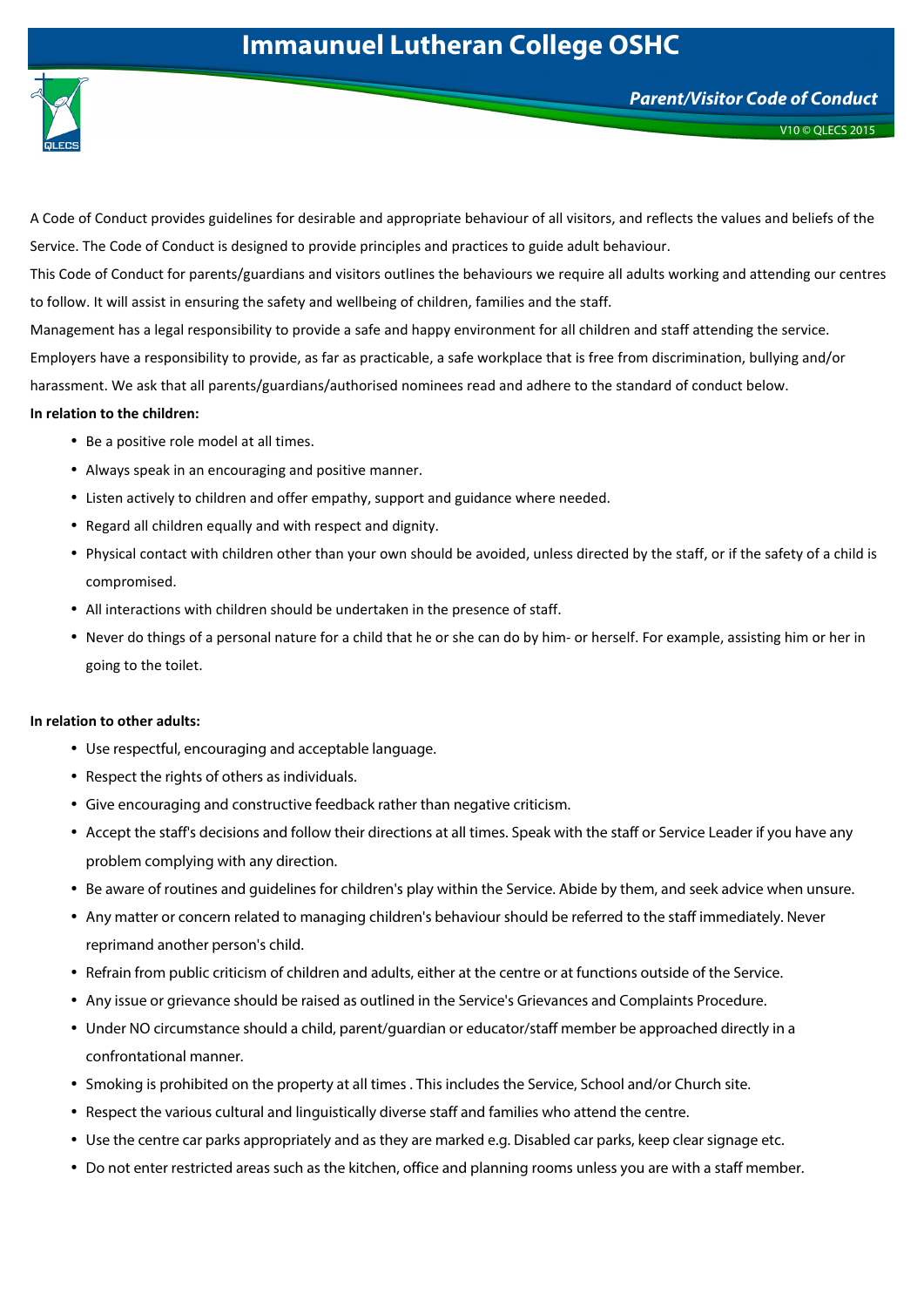# Immaunuel Lutheran College OSHC

## Parent/Visitor Code of Conduct

V10 © QLECS 2015

A Code of Conduct provides guidelines for desirable and appropriate behaviour of all visitors, and reflects the values and beliefs of the Service. The Code of Conduct is designed to provide principles and practices to guide adult behaviour.

This Code of Conduct for parents/guardians and visitors outlines the behaviours we require all adults working and attending our centres to follow. It will assist in ensuring the safety and wellbeing of children, families and the staff.

Management has a legal responsibility to provide a safe and happy environment for all children and staff attending the service.

Employers have a responsibility to provide, as far as practicable, a safe workplace that is free from discrimination, bullying and/or harassment. We ask that all parents/guardians/authorised nominees read and adhere to the standard of conduct below.

**In relation to the children:**

- Be a positive role model at all times.
- Always speak in an encouraging and positive manner.
- Listen actively to children and offer empathy, support and guidance where needed.
- Regard all children equally and with respect and dignity.
- Physical contact with children other than your own should be avoided, unless directed by the staff, or if the safety of a child is compromised.
- All interactions with children should be undertaken in the presence of staff.
- Never do things of a personal nature for a child that he or she can do by him- or herself. For example, assisting him or her in going to the toilet.

**In relation to other adults:**

- Use respectful, encouraging and acceptable language.
- Respect the rights of others as individuals.
- Give encouraging and constructive feedback rather than negative criticism.
- Accept the staff's decisions and follow their directions at all times. Speak with the staff or Service Leader if you have any problem complying with any direction.
- Be aware of routines and guidelines for children's play within the Service. Abide by them, and seek advice when unsure.
- Any matter or concern related to managing children's behaviour should be referred to the staff immediately. Never reprimand another person's child.
- Refrain from public criticism of children and adults, either at the centre or at functions outside of the Service.
- Any issue or grievance should be raised as outlined in the Service's Grievances and Complaints Procedure.
- Under NO circumstance should a child, parent/guardian or educator/staff member be approached directly in a confrontational manner.
- Smoking is prohibited on the property at all times . This includes the Service, School and/or Church site.
- Respect the various cultural and linguistically diverse staff and families who attend the centre.
- Use the centre car parks appropriately and as they are marked e.g. Disabled car parks, keep clear signage etc.
- Do not enter restricted areas such as the kitchen, office and planning rooms unless you are with a staff member.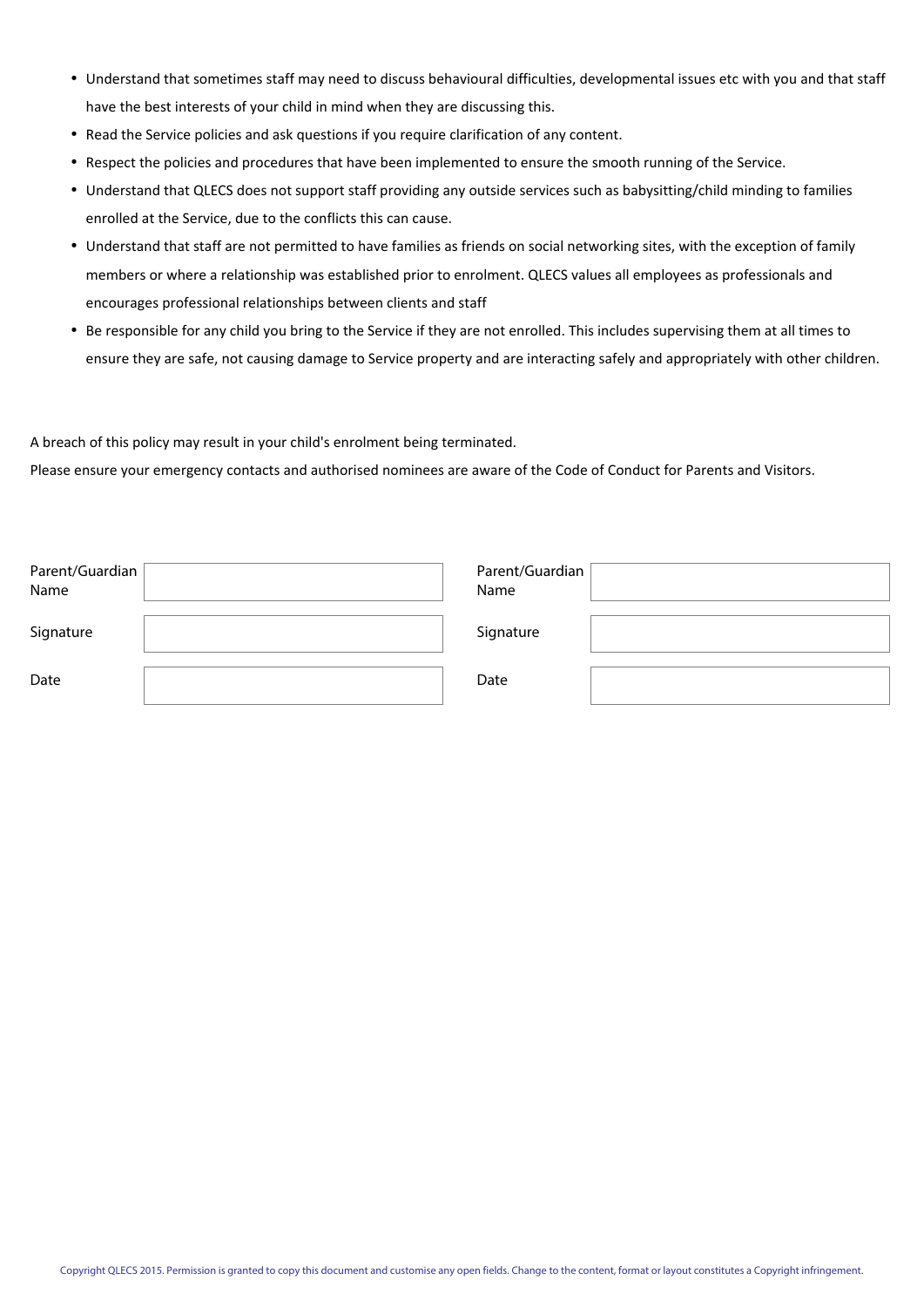- Understand that sometimes staff may need to discuss behavioural difficulties, developmental issues etc with you and that staff have the best interests of your child in mind when they are discussing this.
- Read the Service policies and ask questions if you require clarification of any content.
- Respect the policies and procedures that have been implemented to ensure the smooth running of the Service.
- Understand that QLECS does not support staff providing any outside services such as babysitting/child minding to families enrolled at the Service, due to the conflicts this can cause.
- Understand that staff are not permitted to have families as friends on social networking sites, with the exception of family members or where a relationship was established prior to enrolment. QLECS values all employees as professionals and encourages professional relationships between clients and staff
- Be responsible for any child you bring to the Service if they are not enrolled. This includes supervising them at all times to ensure they are safe, not causing damage to Service property and are interacting safely and appropriately with other children.

A breach of this policy may result in your child's enrolment being terminated.

Please ensure your emergency contacts and authorised nominees are aware of the Code of Conduct for Parents and Visitors.

| | | | |
|---|---|---|---|
| Parent/Guardian Name | | Parent/Guardian Name | |
| Signature | | Signature | |
| Date | | Date | |

Copyright QLECS 2015. Permission is granted to copy this document and customise any open fields. Change to the content, format or layout constitutes a Copyright infringement.